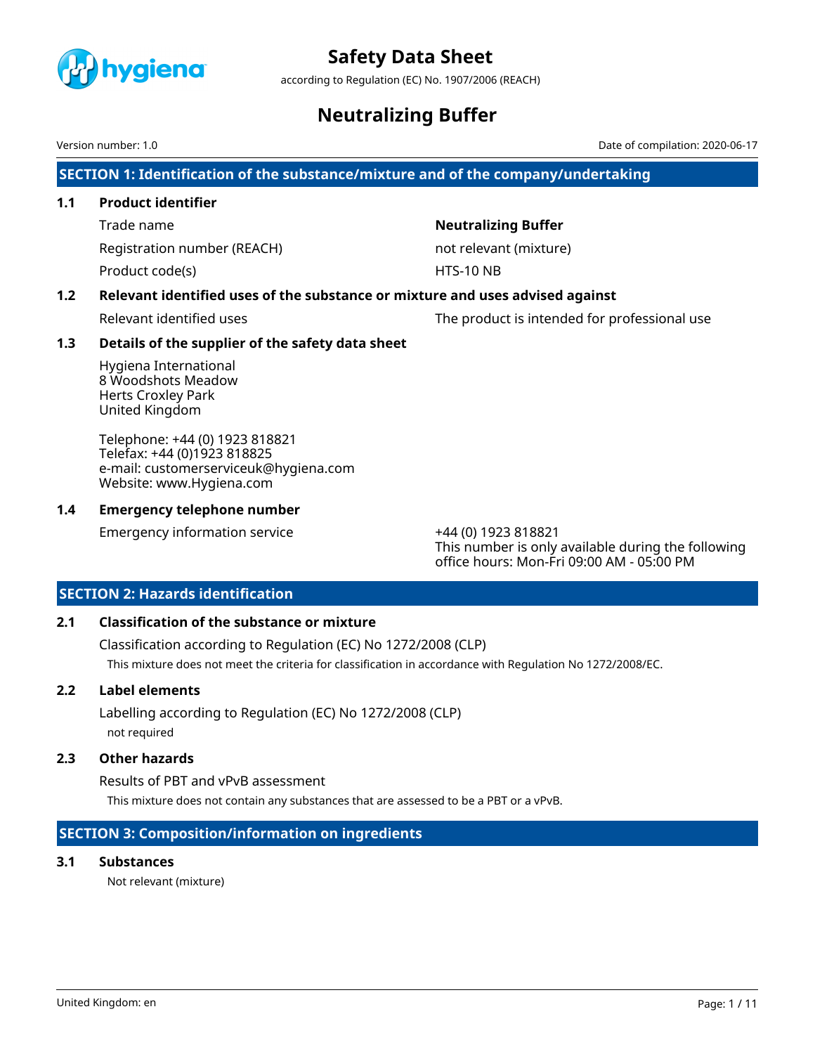# Safety Data Sheet

according to Regulation (EC) No. 1907/2006 (REACH)

# Neutralizing Buffer

Version number: 1.0

Date of compilation: 2020-06-17

## SECTION 1: Identification of the substance/mixture and of the company/undertaking

### 1.1 Product identifier

| | |
|---|---|
| Trade name | **Neutralizing Buffer** |
| Registration number (REACH) | not relevant (mixture) |
| Product code(s) | HTS-10 NB |

### 1.2 Relevant identified uses of the substance or mixture and uses advised against

| | |
|---|---|
| Relevant identified uses | The product is intended for professional use |

### 1.3 Details of the supplier of the safety data sheet

Hygiena International
8 Woodshots Meadow
Herts Croxley Park
United Kingdom

Telephone: +44 (0) 1923 818821
Telefax: +44 (0)1923 818825
e-mail: customerserviceuk@hygiena.com
Website: www.Hygiena.com

### 1.4 Emergency telephone number

| | |
|---|---|
| Emergency information service | +44 (0) 1923 818821<br>This number is only available during the following office hours: Mon-Fri 09:00 AM - 05:00 PM |

## SECTION 2: Hazards identification

### 2.1 Classification of the substance or mixture

Classification according to Regulation (EC) No 1272/2008 (CLP)

This mixture does not meet the criteria for classification in accordance with Regulation No 1272/2008/EC.

### 2.2 Label elements

Labelling according to Regulation (EC) No 1272/2008 (CLP)

not required

### 2.3 Other hazards

Results of PBT and vPvB assessment

This mixture does not contain any substances that are assessed to be a PBT or a vPvB.

## SECTION 3: Composition/information on ingredients

### 3.1 Substances

Not relevant (mixture)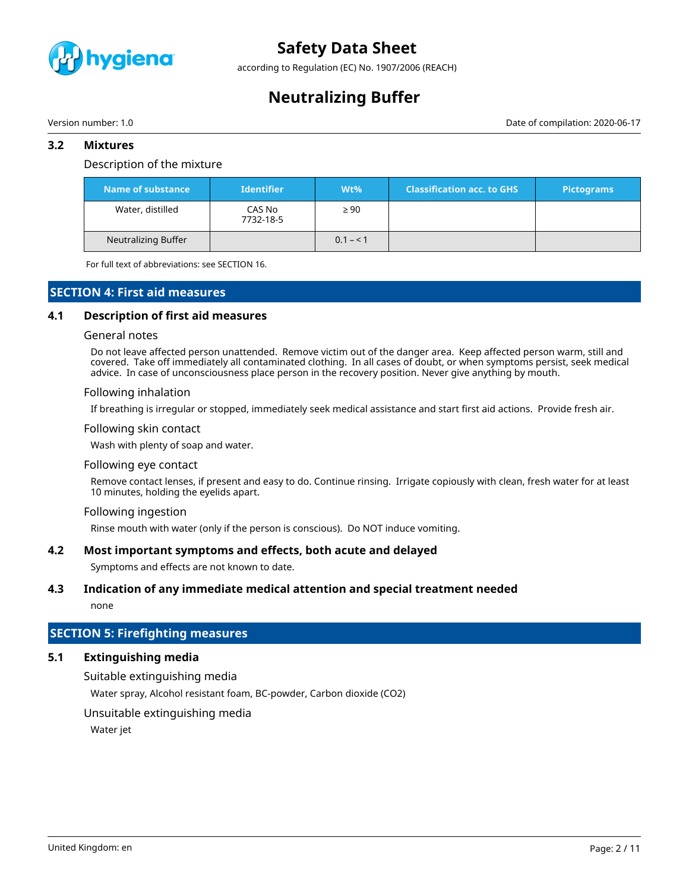### 3.2 Mixtures

Description of the mixture

| Name of substance | Identifier | Wt% | Classification acc. to GHS | Pictograms |
|---|---|---|---|---|
| Water, distilled | CAS No 7732-18-5 | ≥ 90 | | |
| Neutralizing Buffer | | 0.1 – < 1 | | |

For full text of abbreviations: see SECTION 16.

## SECTION 4: First aid measures

### 4.1 Description of first aid measures

General notes

Do not leave affected person unattended. Remove victim out of the danger area. Keep affected person warm, still and covered. Take off immediately all contaminated clothing. In all cases of doubt, or when symptoms persist, seek medical advice. In case of unconsciousness place person in the recovery position. Never give anything by mouth.

Following inhalation

If breathing is irregular or stopped, immediately seek medical assistance and start first aid actions. Provide fresh air.

Following skin contact

Wash with plenty of soap and water.

Following eye contact

Remove contact lenses, if present and easy to do. Continue rinsing. Irrigate copiously with clean, fresh water for at least 10 minutes, holding the eyelids apart.

Following ingestion

Rinse mouth with water (only if the person is conscious). Do NOT induce vomiting.

### 4.2 Most important symptoms and effects, both acute and delayed

Symptoms and effects are not known to date.

### 4.3 Indication of any immediate medical attention and special treatment needed

none

## SECTION 5: Firefighting measures

### 5.1 Extinguishing media

Suitable extinguishing media

Water spray, Alcohol resistant foam, BC-powder, Carbon dioxide ($CO_2$)

Unsuitable extinguishing media

Water jet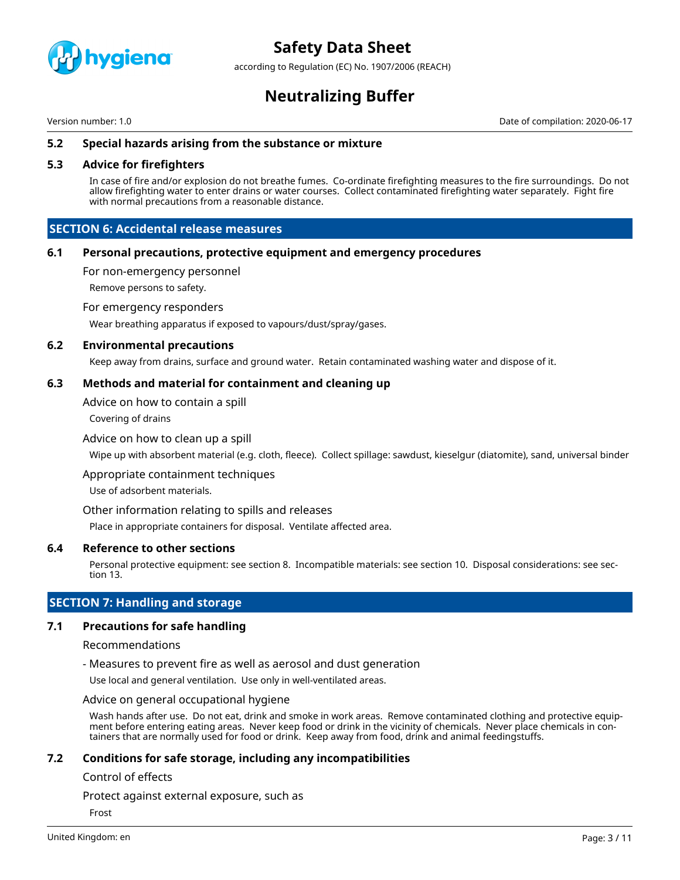### 5.2 Special hazards arising from the substance or mixture

### 5.3 Advice for firefighters

In case of fire and/or explosion do not breathe fumes. Co-ordinate firefighting measures to the fire surroundings. Do not allow firefighting water to enter drains or water courses. Collect contaminated firefighting water separately. Fight fire with normal precautions from a reasonable distance.

## SECTION 6: Accidental release measures

### 6.1 Personal precautions, protective equipment and emergency procedures

For non-emergency personnel

Remove persons to safety.

For emergency responders

Wear breathing apparatus if exposed to vapours/dust/spray/gases.

### 6.2 Environmental precautions

Keep away from drains, surface and ground water. Retain contaminated washing water and dispose of it.

### 6.3 Methods and material for containment and cleaning up

Advice on how to contain a spill

Covering of drains

Advice on how to clean up a spill

Wipe up with absorbent material (e.g. cloth, fleece). Collect spillage: sawdust, kieselgur (diatomite), sand, universal binder

Appropriate containment techniques

Use of adsorbent materials.

Other information relating to spills and releases

Place in appropriate containers for disposal. Ventilate affected area.

### 6.4 Reference to other sections

Personal protective equipment: see section 8. Incompatible materials: see section 10. Disposal considerations: see section 13.

## SECTION 7: Handling and storage

### 7.1 Precautions for safe handling

Recommendations

- Measures to prevent fire as well as aerosol and dust generation

Use local and general ventilation. Use only in well-ventilated areas.

Advice on general occupational hygiene

Wash hands after use. Do not eat, drink and smoke in work areas. Remove contaminated clothing and protective equipment before entering eating areas. Never keep food or drink in the vicinity of chemicals. Never place chemicals in containers that are normally used for food or drink. Keep away from food, drink and animal feedingstuffs.

### 7.2 Conditions for safe storage, including any incompatibilities

Control of effects

Protect against external exposure, such as

Frost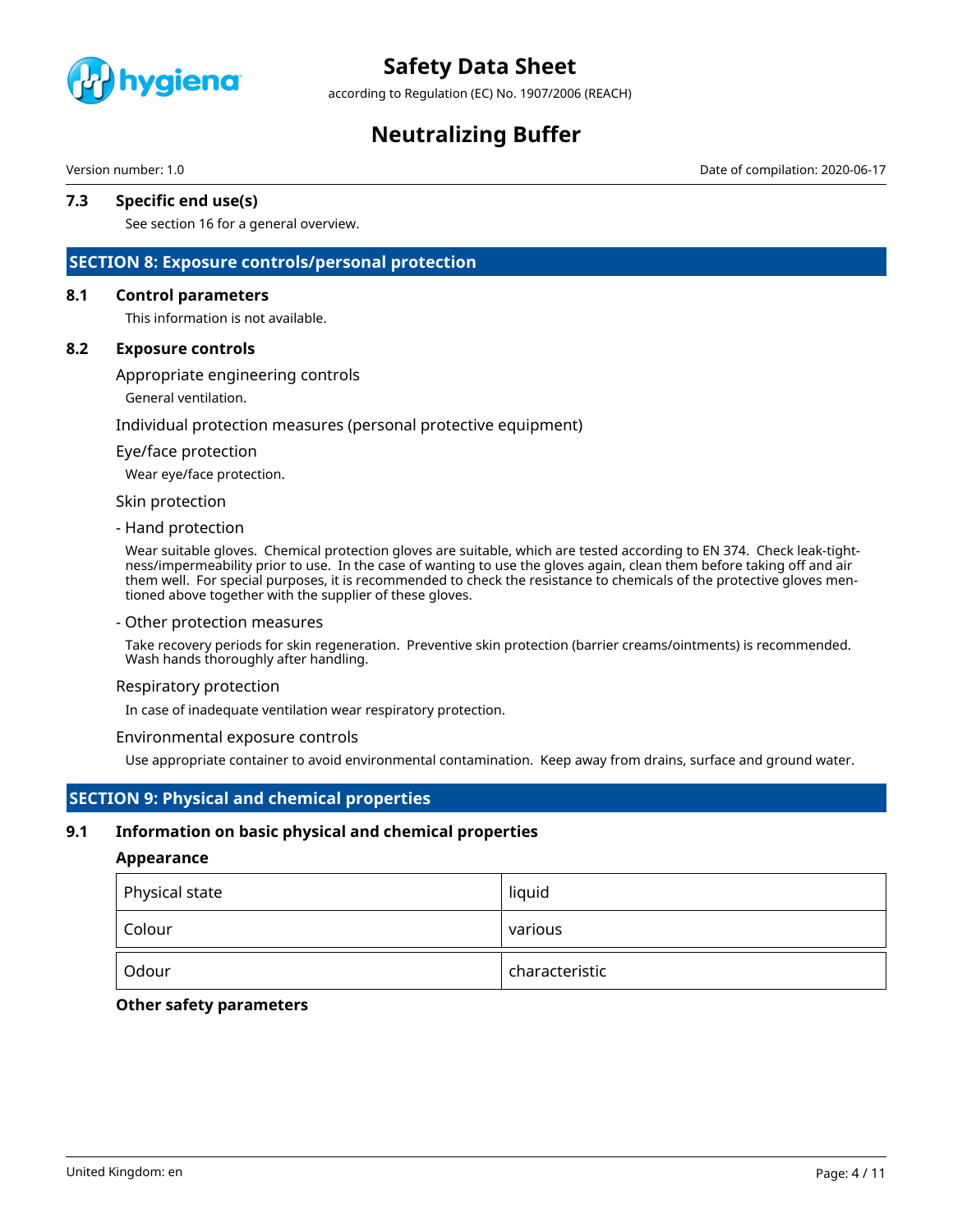### 7.3 Specific end use(s)

See section 16 for a general overview.

## SECTION 8: Exposure controls/personal protection

### 8.1 Control parameters

This information is not available.

### 8.2 Exposure controls

#### Appropriate engineering controls

General ventilation.

#### Individual protection measures (personal protective equipment)

#### Eye/face protection

Wear eye/face protection.

#### Skin protection

- Hand protection

Wear suitable gloves. Chemical protection gloves are suitable, which are tested according to EN 374. Check leak-tightness/impermeability prior to use. In the case of wanting to use the gloves again, clean them before taking off and air them well. For special purposes, it is recommended to check the resistance to chemicals of the protective gloves mentioned above together with the supplier of these gloves.

- Other protection measures

Take recovery periods for skin regeneration. Preventive skin protection (barrier creams/ointments) is recommended. Wash hands thoroughly after handling.

#### Respiratory protection

In case of inadequate ventilation wear respiratory protection.

#### Environmental exposure controls

Use appropriate container to avoid environmental contamination. Keep away from drains, surface and ground water.

## SECTION 9: Physical and chemical properties

### 9.1 Information on basic physical and chemical properties

**Appearance**

| Physical state | liquid |
|---|---|
| Colour | various |
| Odour | characteristic |

**Other safety parameters**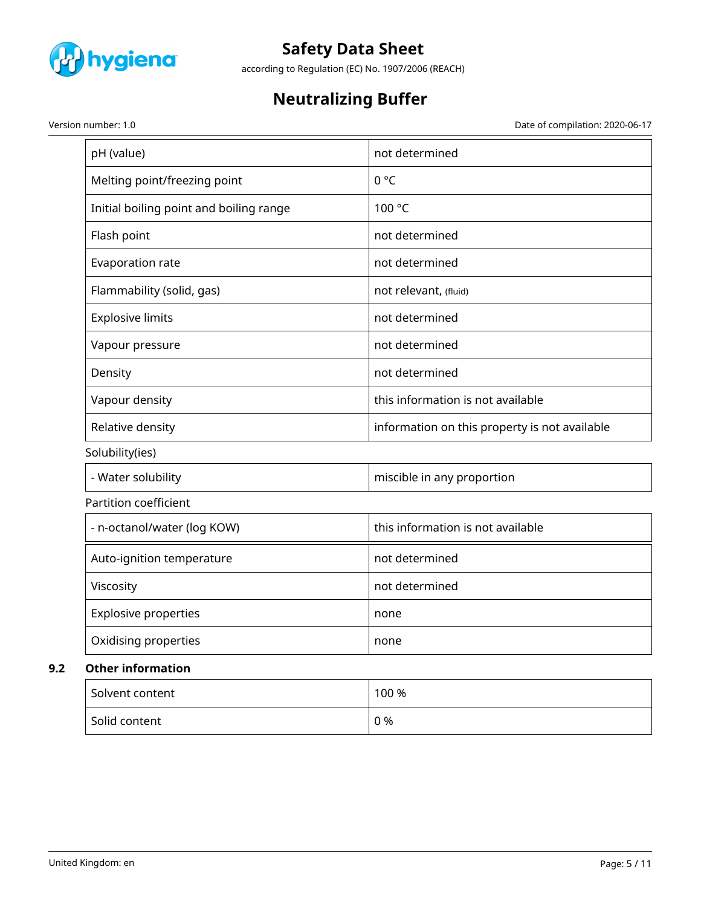| pH (value) | not determined |
|---|---|
| Melting point/freezing point | 0 °C |
| Initial boiling point and boiling range | 100 °C |
| Flash point | not determined |
| Evaporation rate | not determined |
| Flammability (solid, gas) | not relevant, (fluid) |
| Explosive limits | not determined |
| Vapour pressure | not determined |
| Density | not determined |
| Vapour density | this information is not available |
| Relative density | information on this property is not available |

Solubility(ies)

| - Water solubility | miscible in any proportion |
|---|---|

Partition coefficient

| - n-octanol/water (log KOW) | this information is not available |
|---|---|

| Auto-ignition temperature | not determined |
|---|---|
| Viscosity | not determined |
| Explosive properties | none |
| Oxidising properties | none |

**9.2 Other information**

| Solvent content | 100 % |
|---|---|
| Solid content | 0 % |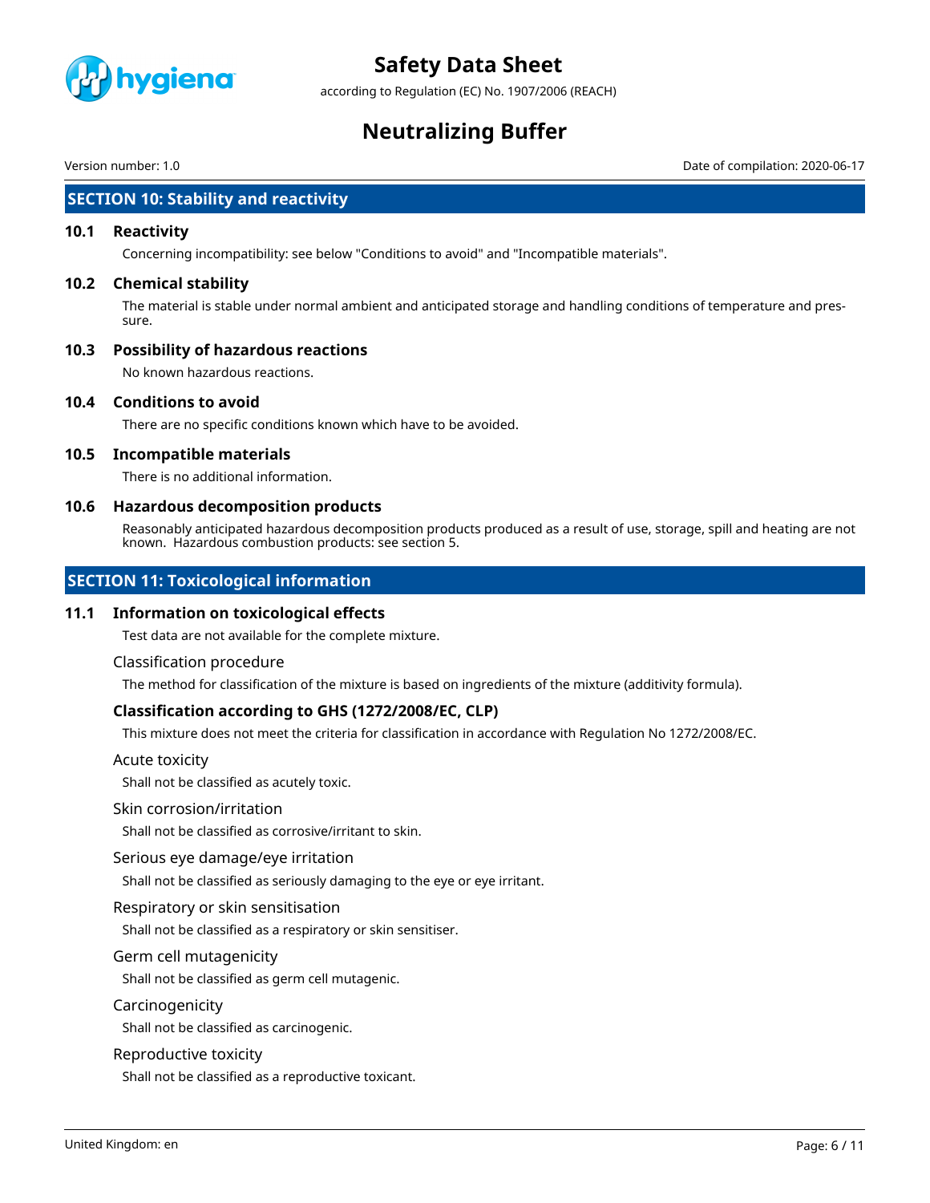## SECTION 10: Stability and reactivity

### 10.1 Reactivity

Concerning incompatibility: see below "Conditions to avoid" and "Incompatible materials".

### 10.2 Chemical stability

The material is stable under normal ambient and anticipated storage and handling conditions of temperature and pressure.

### 10.3 Possibility of hazardous reactions

No known hazardous reactions.

### 10.4 Conditions to avoid

There are no specific conditions known which have to be avoided.

### 10.5 Incompatible materials

There is no additional information.

### 10.6 Hazardous decomposition products

Reasonably anticipated hazardous decomposition products produced as a result of use, storage, spill and heating are not known. Hazardous combustion products: see section 5.

## SECTION 11: Toxicological information

### 11.1 Information on toxicological effects

Test data are not available for the complete mixture.

Classification procedure

The method for classification of the mixture is based on ingredients of the mixture (additivity formula).

**Classification according to GHS (1272/2008/EC, CLP)**

This mixture does not meet the criteria for classification in accordance with Regulation No 1272/2008/EC.

Acute toxicity

Shall not be classified as acutely toxic.

Skin corrosion/irritation

Shall not be classified as corrosive/irritant to skin.

Serious eye damage/eye irritation

Shall not be classified as seriously damaging to the eye or eye irritant.

Respiratory or skin sensitisation

Shall not be classified as a respiratory or skin sensitiser.

Germ cell mutagenicity

Shall not be classified as germ cell mutagenic.

Carcinogenicity

Shall not be classified as carcinogenic.

Reproductive toxicity

Shall not be classified as a reproductive toxicant.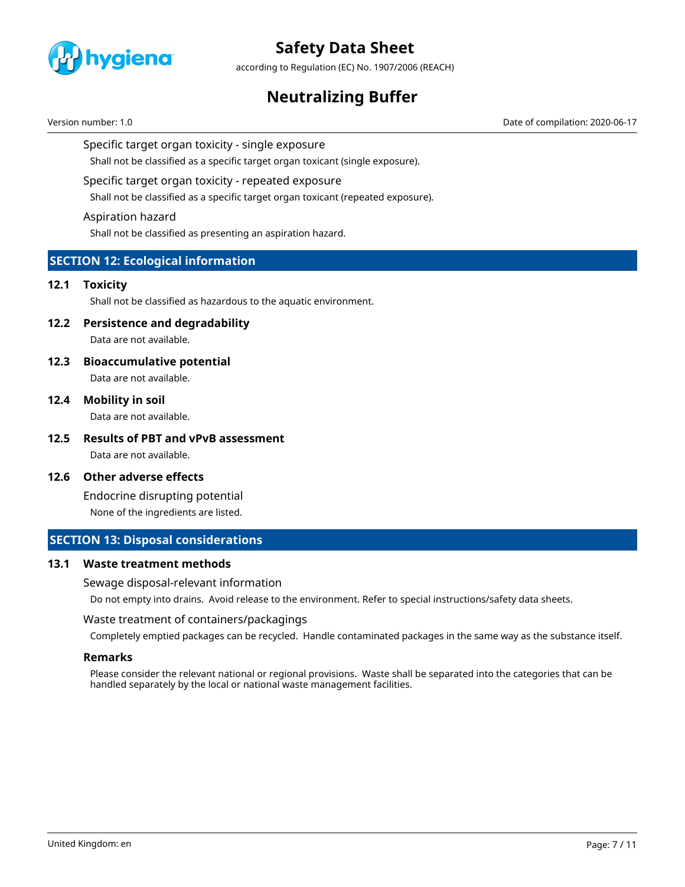### Specific target organ toxicity - single exposure

Shall not be classified as a specific target organ toxicant (single exposure).

### Specific target organ toxicity - repeated exposure

Shall not be classified as a specific target organ toxicant (repeated exposure).

### Aspiration hazard

Shall not be classified as presenting an aspiration hazard.

## SECTION 12: Ecological information

### 12.1 Toxicity

Shall not be classified as hazardous to the aquatic environment.

### 12.2 Persistence and degradability

Data are not available.

### 12.3 Bioaccumulative potential

Data are not available.

### 12.4 Mobility in soil

Data are not available.

### 12.5 Results of PBT and vPvB assessment

Data are not available.

### 12.6 Other adverse effects

#### Endocrine disrupting potential

None of the ingredients are listed.

## SECTION 13: Disposal considerations

### 13.1 Waste treatment methods

#### Sewage disposal-relevant information

Do not empty into drains. Avoid release to the environment. Refer to special instructions/safety data sheets.

#### Waste treatment of containers/packagings

Completely emptied packages can be recycled. Handle contaminated packages in the same way as the substance itself.

#### Remarks

Please consider the relevant national or regional provisions. Waste shall be separated into the categories that can be handled separately by the local or national waste management facilities.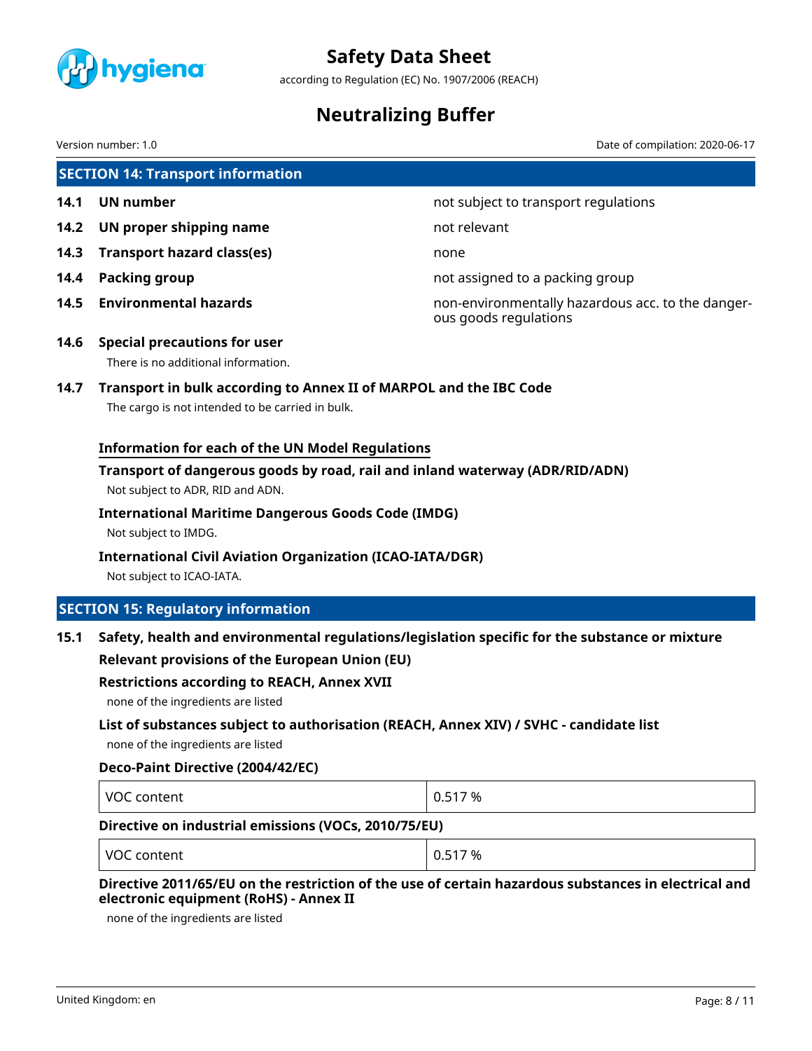## SECTION 14: Transport information

| | | |
|---|---|---|
| **14.1** | **UN number** | not subject to transport regulations |
| **14.2** | **UN proper shipping name** | not relevant |
| **14.3** | **Transport hazard class(es)** | none |
| **14.4** | **Packing group** | not assigned to a packing group |
| **14.5** | **Environmental hazards** | non-environmentally hazardous acc. to the dangerous goods regulations |

**14.6 Special precautions for user**

There is no additional information.

**14.7 Transport in bulk according to Annex II of MARPOL and the IBC Code**

The cargo is not intended to be carried in bulk.

**Information for each of the UN Model Regulations**

**Transport of dangerous goods by road, rail and inland waterway (ADR/RID/ADN)**

Not subject to ADR, RID and ADN.

**International Maritime Dangerous Goods Code (IMDG)**

Not subject to IMDG.

**International Civil Aviation Organization (ICAO-IATA/DGR)**

Not subject to ICAO-IATA.

## SECTION 15: Regulatory information

**15.1 Safety, health and environmental regulations/legislation specific for the substance or mixture**

**Relevant provisions of the European Union (EU)**

**Restrictions according to REACH, Annex XVII**

none of the ingredients are listed

**List of substances subject to authorisation (REACH, Annex XIV) / SVHC - candidate list**

none of the ingredients are listed

**Deco-Paint Directive (2004/42/EC)**

| VOC content | 0.517 % |
|---|---|

**Directive on industrial emissions (VOCs, 2010/75/EU)**

| VOC content | 0.517 % |
|---|---|

**Directive 2011/65/EU on the restriction of the use of certain hazardous substances in electrical and electronic equipment (RoHS) - Annex II**

none of the ingredients are listed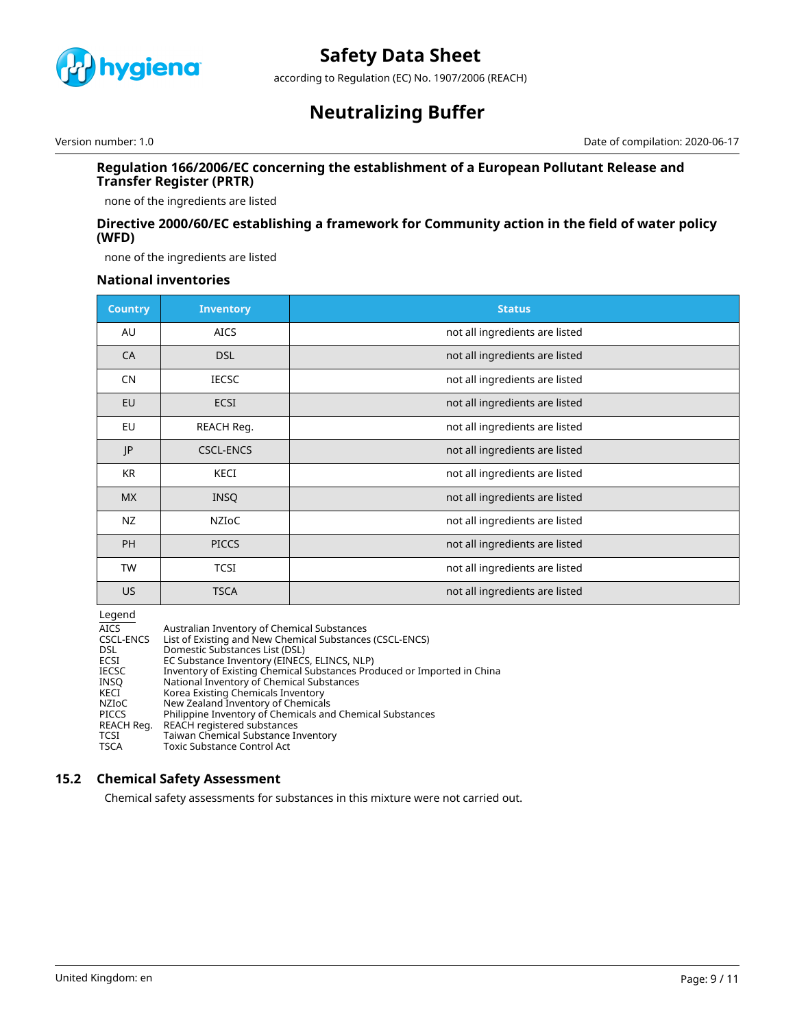### Regulation 166/2006/EC concerning the establishment of a European Pollutant Release and Transfer Register (PRTR)

none of the ingredients are listed

### Directive 2000/60/EC establishing a framework for Community action in the field of water policy (WFD)

none of the ingredients are listed

### National inventories

| Country | Inventory | Status |
|---|---|---|
| AU | AICS | not all ingredients are listed |
| CA | DSL | not all ingredients are listed |
| CN | IECSC | not all ingredients are listed |
| EU | ECSI | not all ingredients are listed |
| EU | REACH Reg. | not all ingredients are listed |
| JP | CSCL-ENCS | not all ingredients are listed |
| KR | KECI | not all ingredients are listed |
| MX | INSQ | not all ingredients are listed |
| NZ | NZIoC | not all ingredients are listed |
| PH | PICCS | not all ingredients are listed |
| TW | TCSI | not all ingredients are listed |
| US | TSCA | not all ingredients are listed |

Legend

| | |
|---|---|
| AICS | Australian Inventory of Chemical Substances |
| CSCL-ENCS | List of Existing and New Chemical Substances (CSCL-ENCS) |
| DSL | Domestic Substances List (DSL) |
| ECSI | EC Substance Inventory (EINECS, ELINCS, NLP) |
| IECSC | Inventory of Existing Chemical Substances Produced or Imported in China |
| INSQ | National Inventory of Chemical Substances |
| KECI | Korea Existing Chemicals Inventory |
| NZIoC | New Zealand Inventory of Chemicals |
| PICCS | Philippine Inventory of Chemicals and Chemical Substances |
| REACH Reg. | REACH registered substances |
| TCSI | Taiwan Chemical Substance Inventory |
| TSCA | Toxic Substance Control Act |

## 15.2 Chemical Safety Assessment

Chemical safety assessments for substances in this mixture were not carried out.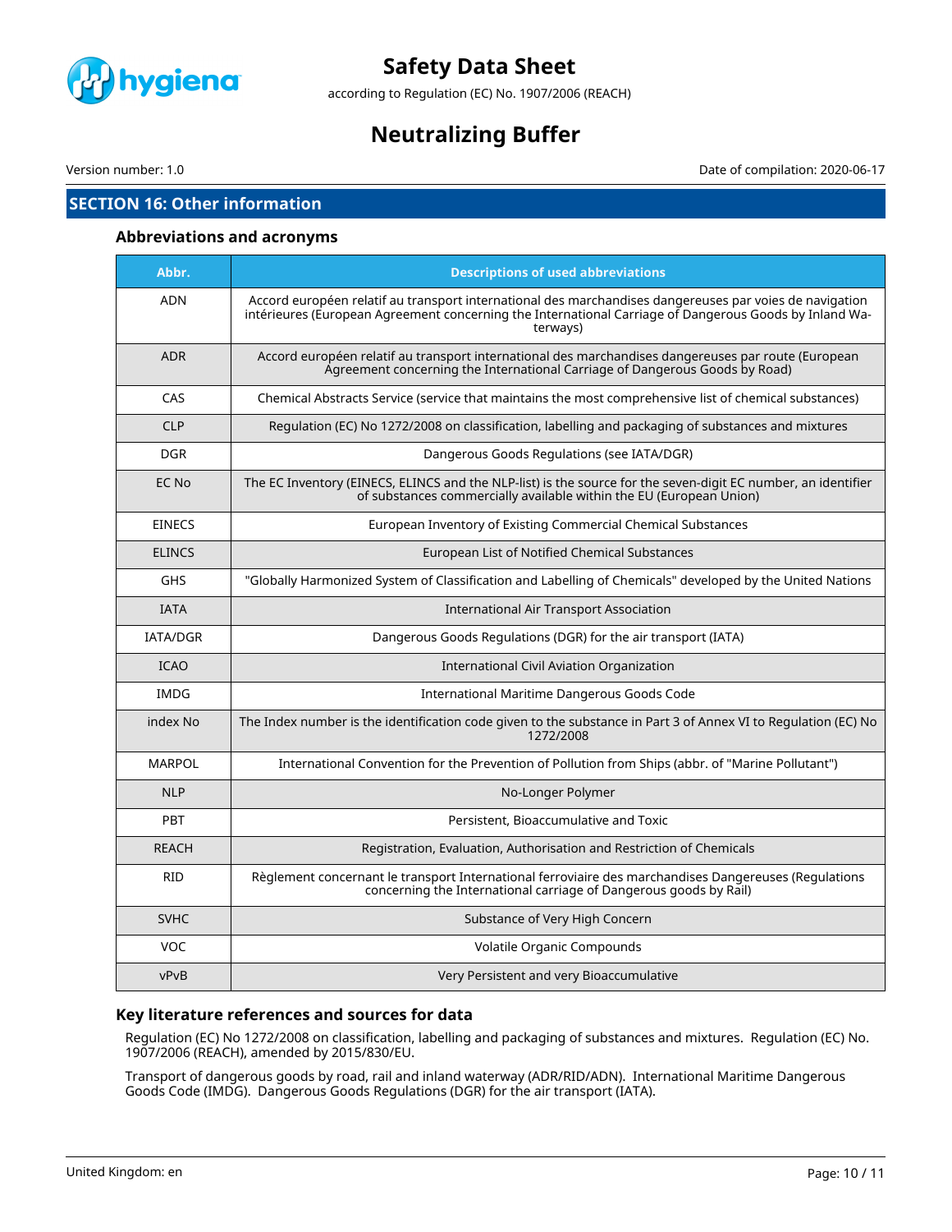## SECTION 16: Other information

### Abbreviations and acronyms

| Abbr. | Descriptions of used abbreviations |
|---|---|
| ADN | Accord européen relatif au transport international des marchandises dangereuses par voies de navigation intérieures (European Agreement concerning the International Carriage of Dangerous Goods by Inland Waterways) |
| ADR | Accord européen relatif au transport international des marchandises dangereuses par route (European Agreement concerning the International Carriage of Dangerous Goods by Road) |
| CAS | Chemical Abstracts Service (service that maintains the most comprehensive list of chemical substances) |
| CLP | Regulation (EC) No 1272/2008 on classification, labelling and packaging of substances and mixtures |
| DGR | Dangerous Goods Regulations (see IATA/DGR) |
| EC No | The EC Inventory (EINECS, ELINCS and the NLP-list) is the source for the seven-digit EC number, an identifier of substances commercially available within the EU (European Union) |
| EINECS | European Inventory of Existing Commercial Chemical Substances |
| ELINCS | European List of Notified Chemical Substances |
| GHS | "Globally Harmonized System of Classification and Labelling of Chemicals" developed by the United Nations |
| IATA | International Air Transport Association |
| IATA/DGR | Dangerous Goods Regulations (DGR) for the air transport (IATA) |
| ICAO | International Civil Aviation Organization |
| IMDG | International Maritime Dangerous Goods Code |
| index No | The Index number is the identification code given to the substance in Part 3 of Annex VI to Regulation (EC) No 1272/2008 |
| MARPOL | International Convention for the Prevention of Pollution from Ships (abbr. of "Marine Pollutant") |
| NLP | No-Longer Polymer |
| PBT | Persistent, Bioaccumulative and Toxic |
| REACH | Registration, Evaluation, Authorisation and Restriction of Chemicals |
| RID | Règlement concernant le transport International ferroviaire des marchandises Dangereuses (Regulations concerning the International carriage of Dangerous goods by Rail) |
| SVHC | Substance of Very High Concern |
| VOC | Volatile Organic Compounds |
| vPvB | Very Persistent and very Bioaccumulative |

### Key literature references and sources for data

Regulation (EC) No 1272/2008 on classification, labelling and packaging of substances and mixtures. Regulation (EC) No. 1907/2006 (REACH), amended by 2015/830/EU.

Transport of dangerous goods by road, rail and inland waterway (ADR/RID/ADN). International Maritime Dangerous Goods Code (IMDG). Dangerous Goods Regulations (DGR) for the air transport (IATA).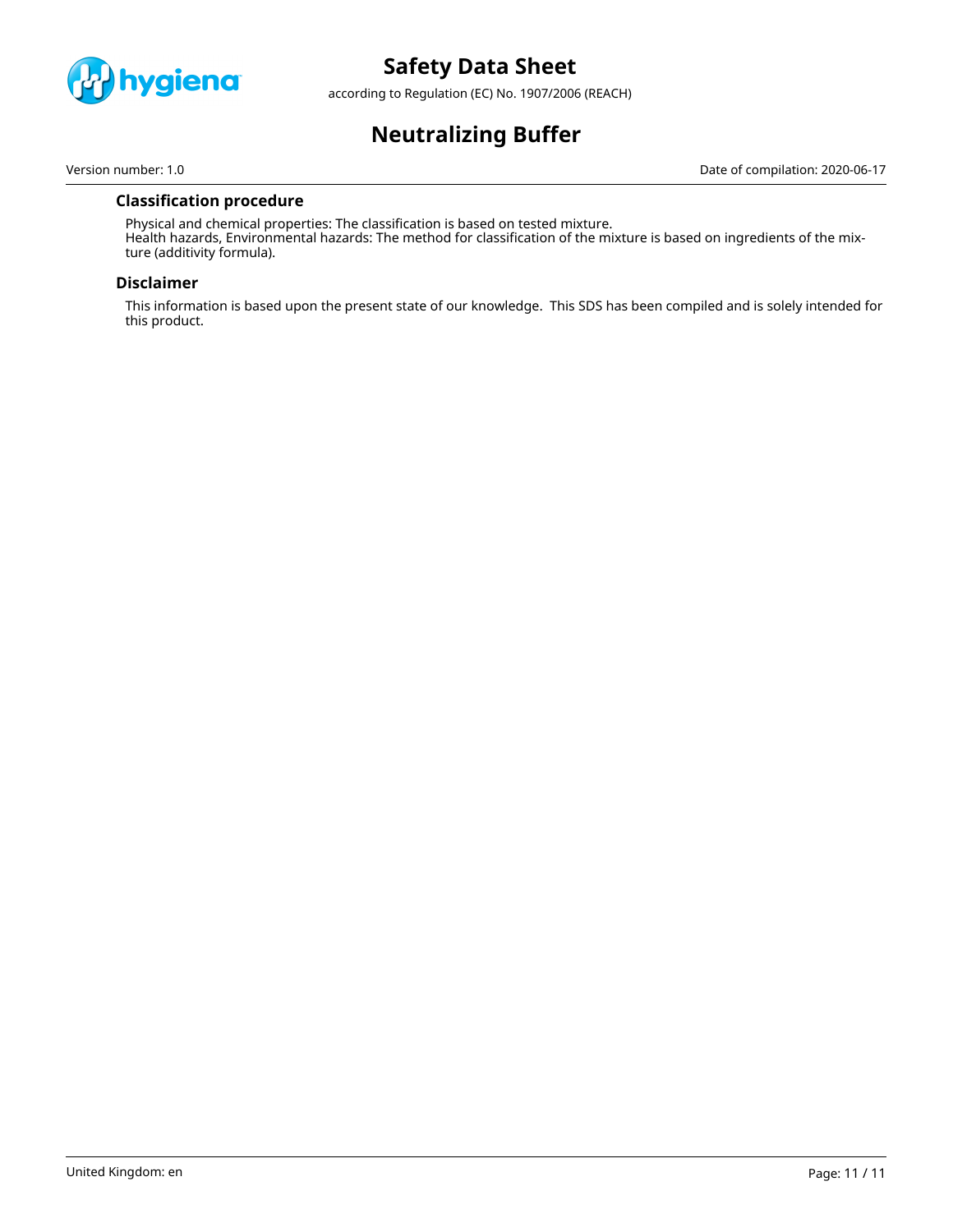### Classification procedure

Physical and chemical properties: The classification is based on tested mixture.
Health hazards, Environmental hazards: The method for classification of the mixture is based on ingredients of the mixture (additivity formula).

### Disclaimer

This information is based upon the present state of our knowledge. This SDS has been compiled and is solely intended for this product.